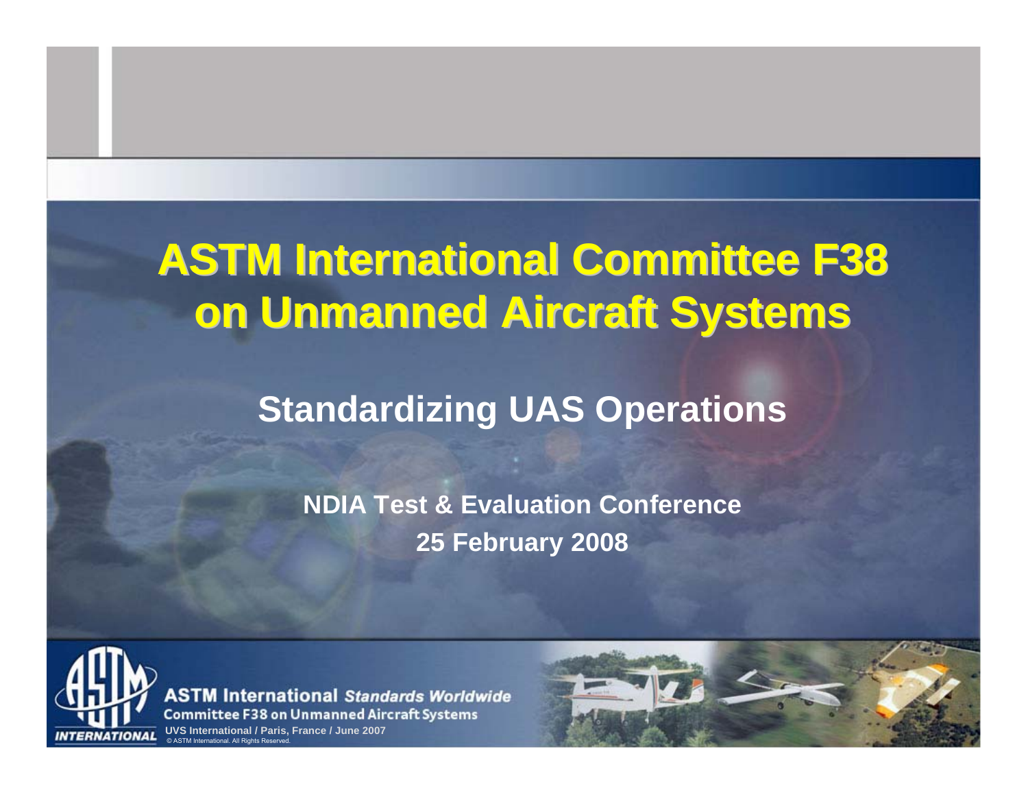# ASTM International Committee F38 on Unmanned Aircraft Systems

## Standardizing UAS Operations

**NDIA Test & Evaluation Conference**

**25 February 2008**

**ASTM International** *Standards Worldwide*

**Committee F38 on Unmanned Aircraft Systems**

UVS International / Paris, France / June 2007

© ASTM International. All Rights Reserved.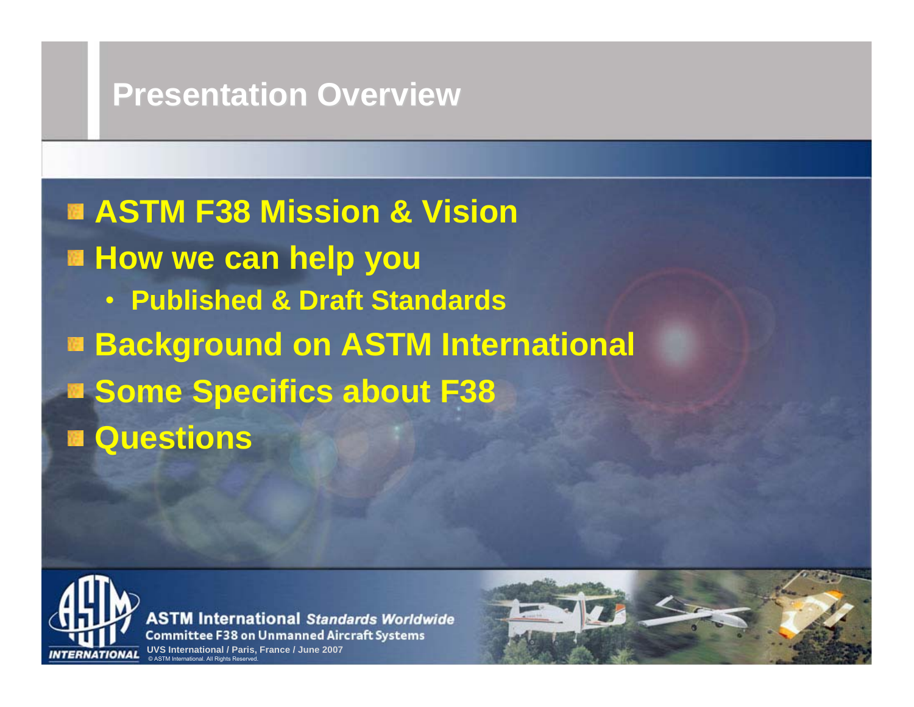# Presentation Overview

- **ASTM F38 Mission & Vision**
- **How we can help you**
  - **Published & Draft Standards**
- **Background on ASTM International**
- **Some Specifics about F38**
- **Questions**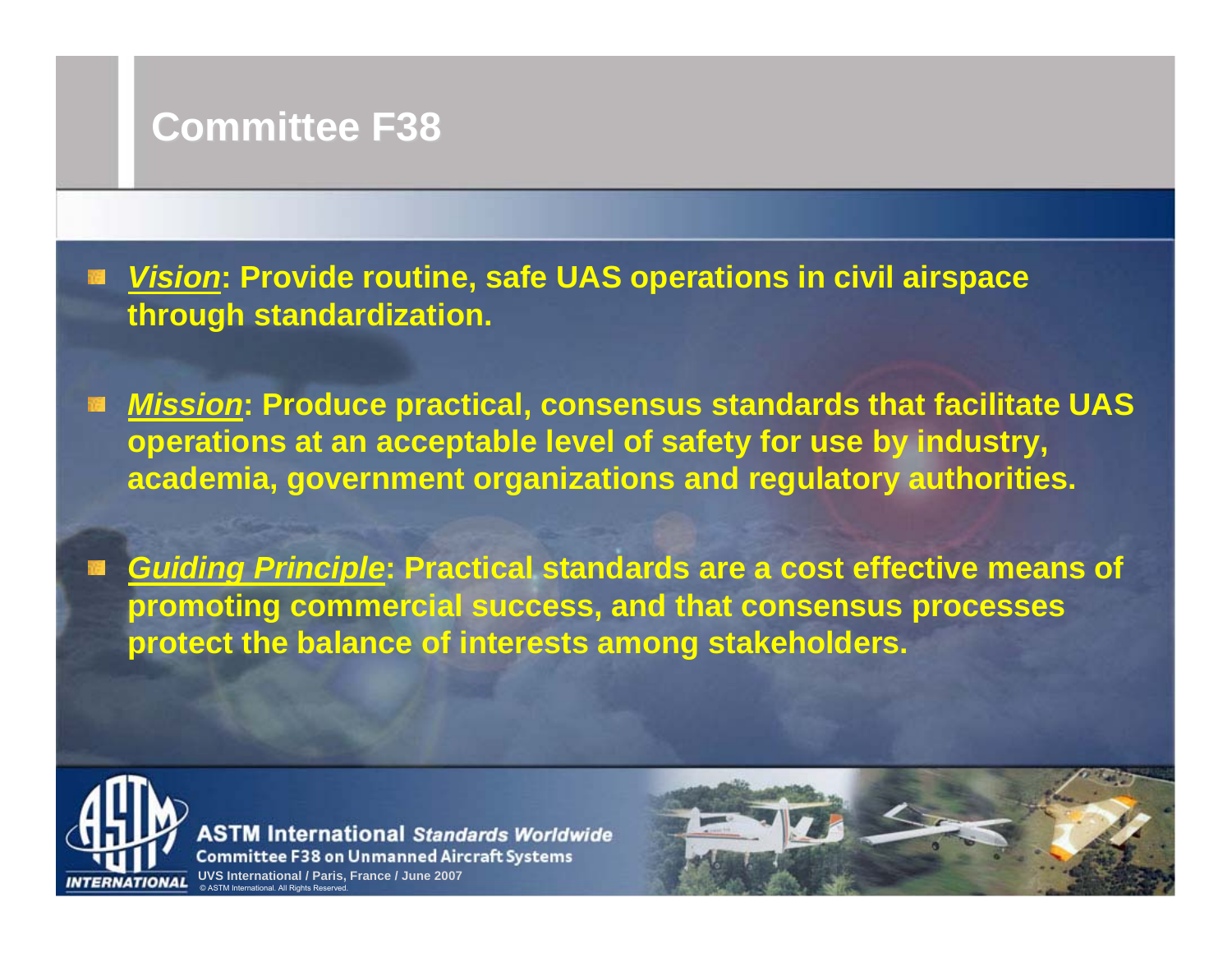# Committee F38

- ***Vision***: **Provide routine, safe UAS operations in civil airspace through standardization.**

- ***Mission***: **Produce practical, consensus standards that facilitate UAS operations at an acceptable level of safety for use by industry, academia, government organizations and regulatory authorities.**

- ***Guiding Principle***: **Practical standards are a cost effective means of promoting commercial success, and that consensus processes protect the balance of interests among stakeholders.**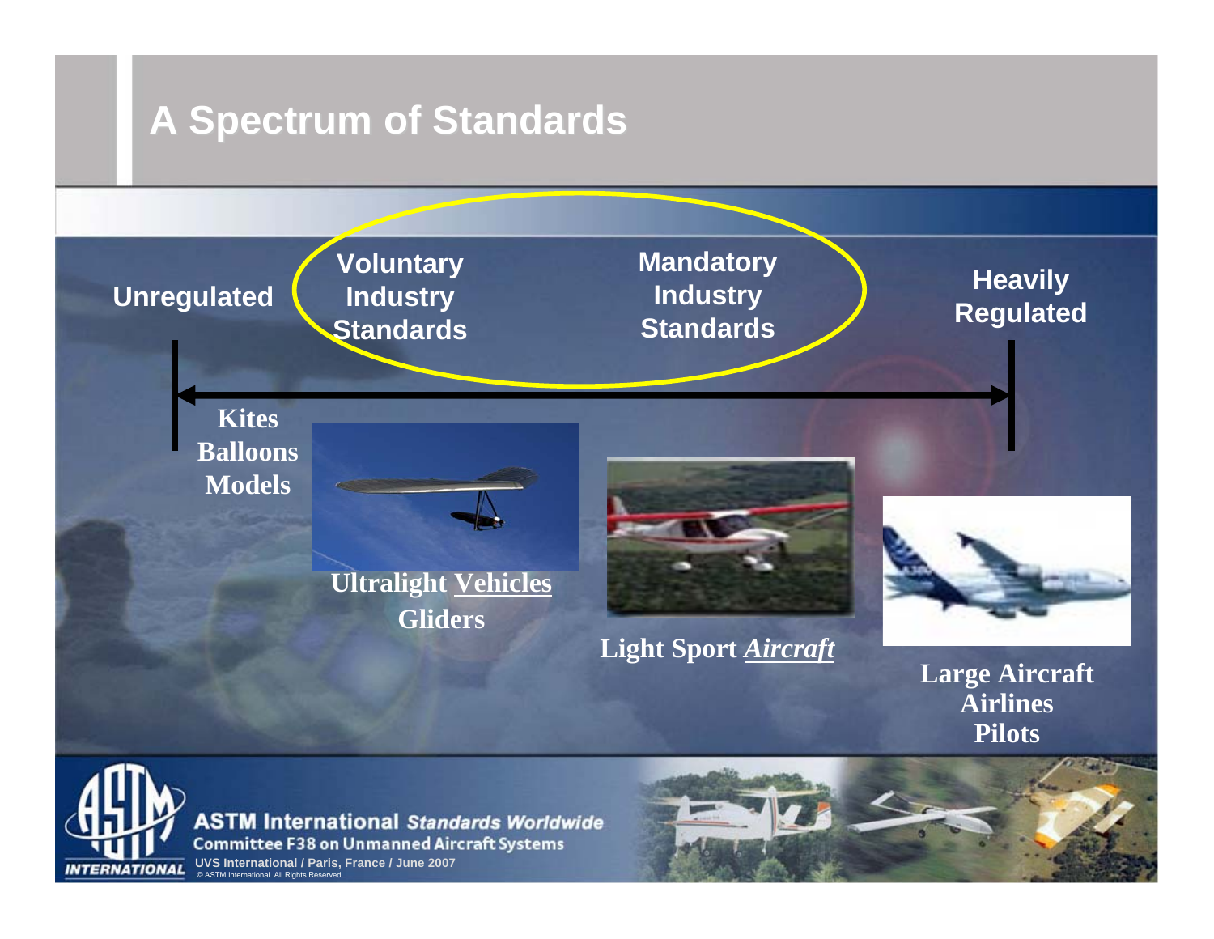# A Spectrum of Standards

Unregulated

Voluntary Industry Standards

Mandatory Industry Standards

Heavily Regulated

Kites
Balloons
Models

Ultralight Vehicles
Gliders

Light Sport *Aircraft*

Large Aircraft
Airlines
Pilots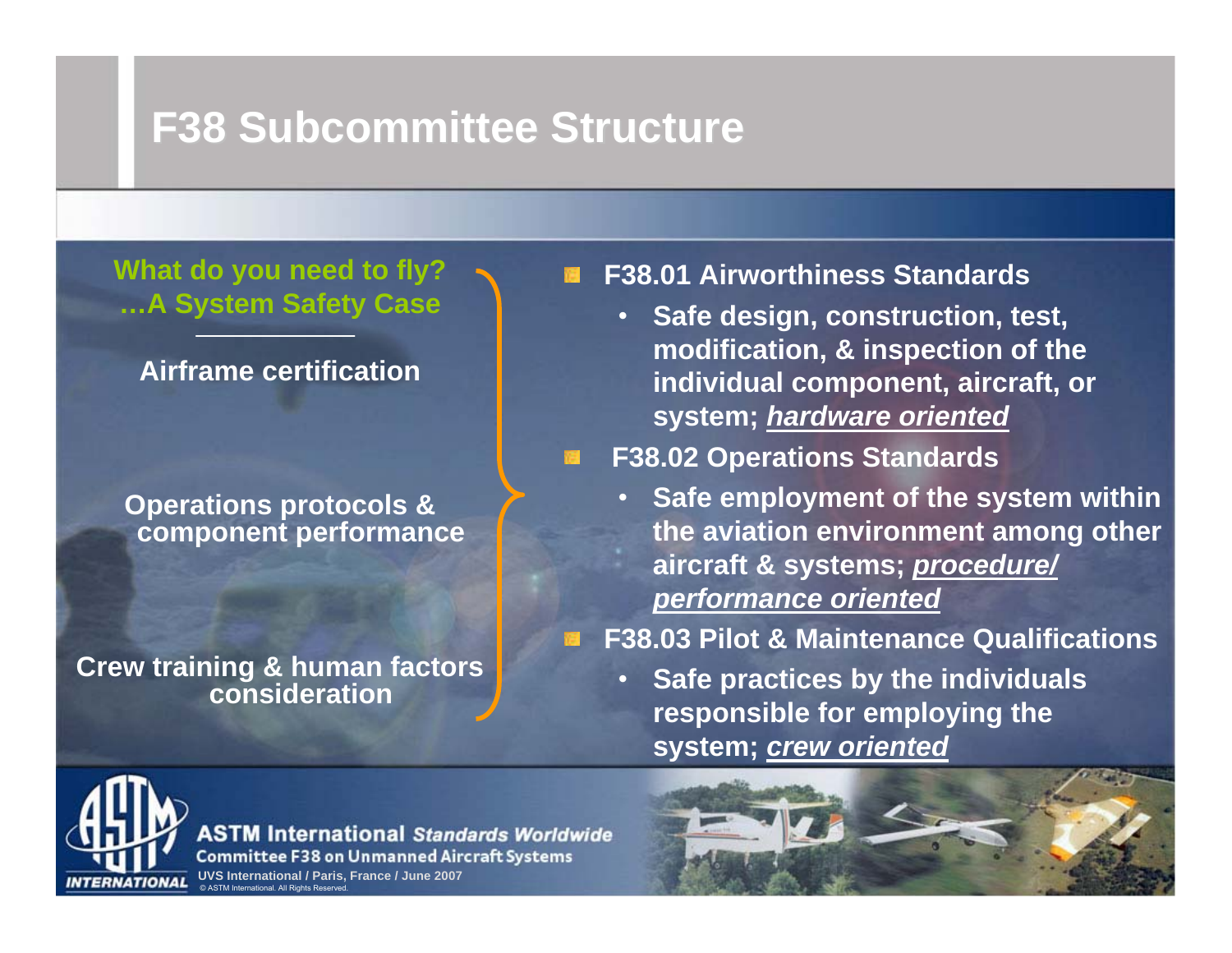# F38 Subcommittee Structure

**What do you need to fly?**
**…A System Safety Case**

**Airframe certification**

**Operations protocols & component performance**

**Crew training & human factors consideration**

- **F38.01 Airworthiness Standards**
  - **Safe design, construction, test, modification, & inspection of the individual component, aircraft, or system; *hardware oriented***
- **F38.02 Operations Standards**
  - **Safe employment of the system within the aviation environment among other aircraft & systems; *procedure/ performance oriented***
- **F38.03 Pilot & Maintenance Qualifications**
  - **Safe practices by the individuals responsible for employing the system; *crew oriented***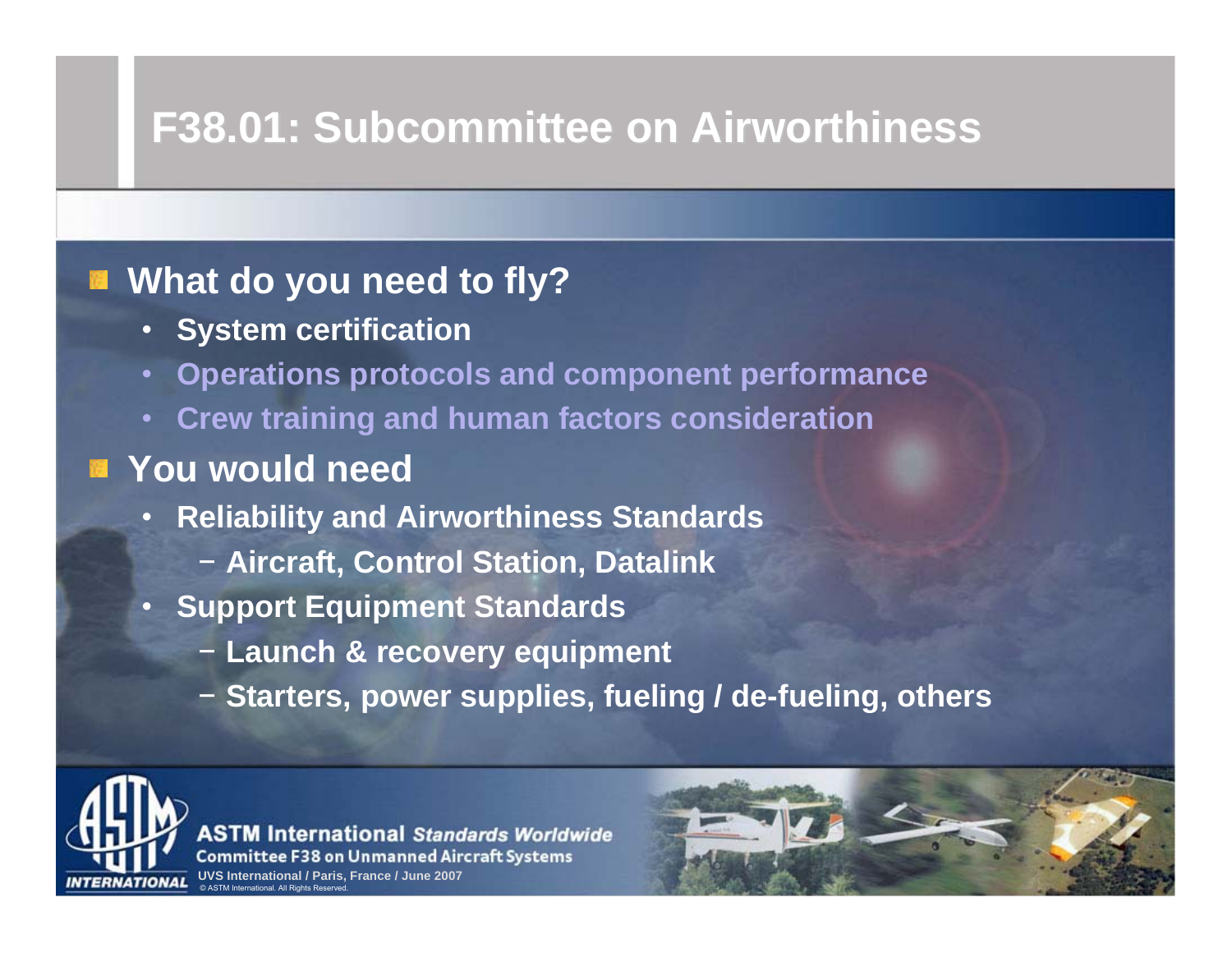# F38.01: Subcommittee on Airworthiness

- **What do you need to fly?**
  - **System certification**
  - **Operations protocols and component performance**
  - **Crew training and human factors consideration**
- **You would need**
  - **Reliability and Airworthiness Standards**
    - **Aircraft, Control Station, Datalink**
  - **Support Equipment Standards**
    - **Launch & recovery equipment**
    - **Starters, power supplies, fueling / de-fueling, others**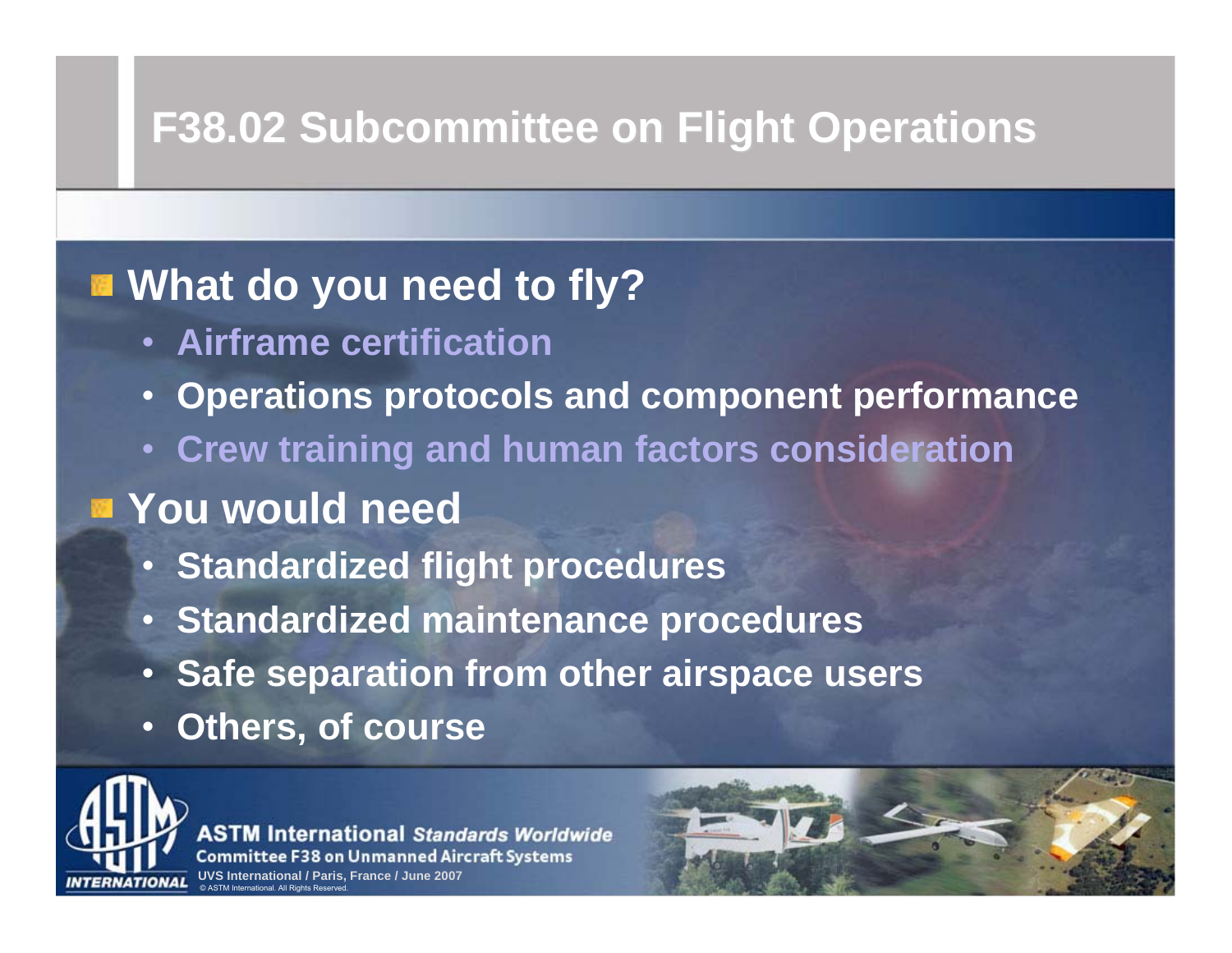# F38.02 Subcommittee on Flight Operations

- **What do you need to fly?**
  - **Airframe certification**
  - **Operations protocols and component performance**
  - **Crew training and human factors consideration**
- **You would need**
  - **Standardized flight procedures**
  - **Standardized maintenance procedures**
  - **Safe separation from other airspace users**
  - **Others, of course**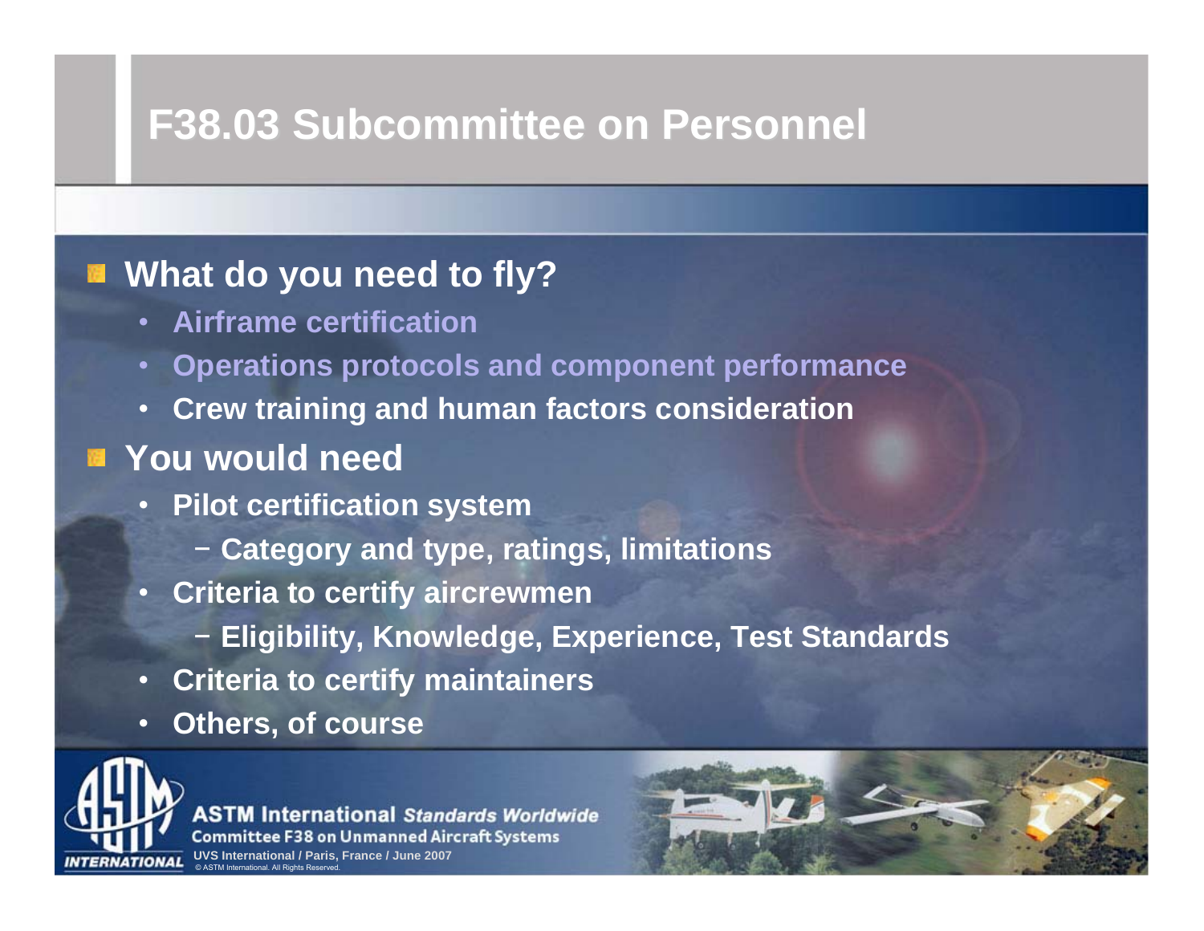# F38.03 Subcommittee on Personnel

- **What do you need to fly?**
  - **Airframe certification**
  - **Operations protocols and component performance**
  - **Crew training and human factors consideration**
- **You would need**
  - **Pilot certification system**
    - **Category and type, ratings, limitations**
  - **Criteria to certify aircrewmen**
    - **Eligibility, Knowledge, Experience, Test Standards**
  - **Criteria to certify maintainers**
  - **Others, of course**

ASTM International *Standards Worldwide*
Committee F38 on Unmanned Aircraft Systems
UVS International / Paris, France / June 2007
© ASTM International. All Rights Reserved.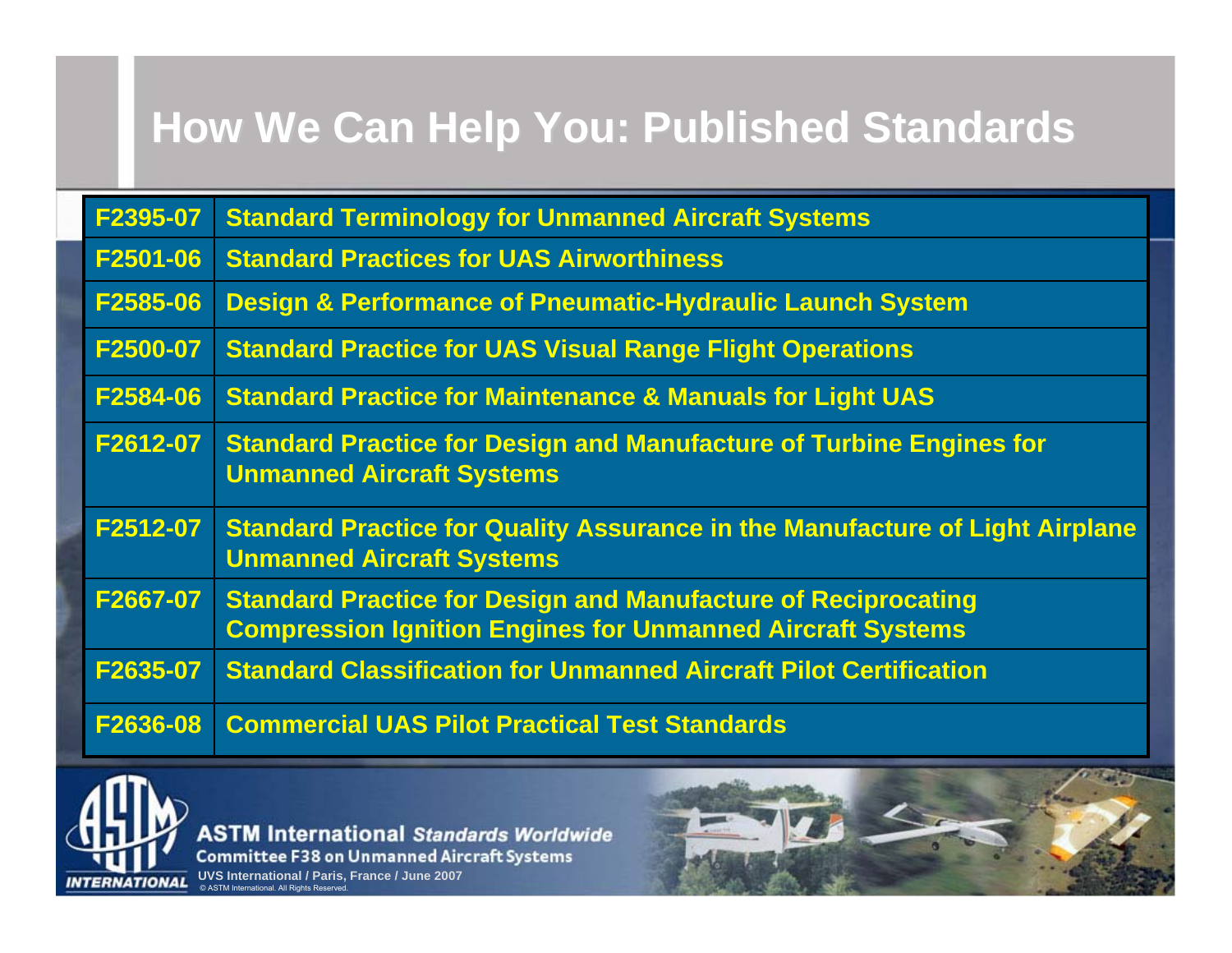# How We Can Help You: Published Standards

| Standard | Title |
| --- | --- |
| F2395-07 | Standard Terminology for Unmanned Aircraft Systems |
| F2501-06 | Standard Practices for UAS Airworthiness |
| F2585-06 | Design & Performance of Pneumatic-Hydraulic Launch System |
| F2500-07 | Standard Practice for UAS Visual Range Flight Operations |
| F2584-06 | Standard Practice for Maintenance & Manuals for Light UAS |
| F2612-07 | Standard Practice for Design and Manufacture of Turbine Engines for Unmanned Aircraft Systems |
| F2512-07 | Standard Practice for Quality Assurance in the Manufacture of Light Airplane Unmanned Aircraft Systems |
| F2667-07 | Standard Practice for Design and Manufacture of Reciprocating Compression Ignition Engines for Unmanned Aircraft Systems |
| F2635-07 | Standard Classification for Unmanned Aircraft Pilot Certification |
| F2636-08 | Commercial UAS Pilot Practical Test Standards |

ASTM International *Standards Worldwide*
Committee F38 on Unmanned Aircraft Systems
UVS International / Paris, France / June 2007
© ASTM International. All Rights Reserved.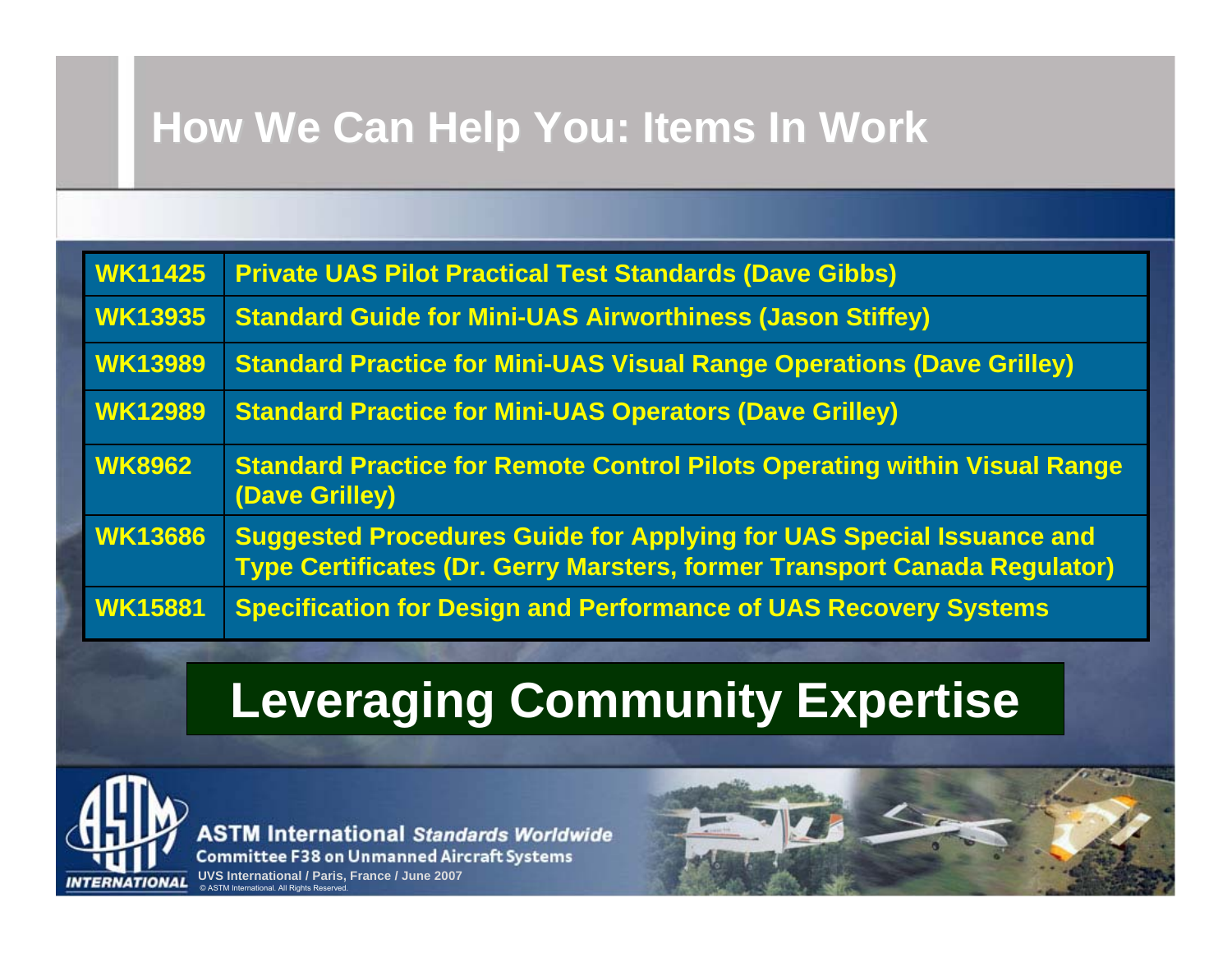# How We Can Help You: Items In Work

| | |
|---|---|
| WK11425 | Private UAS Pilot Practical Test Standards (Dave Gibbs) |
| WK13935 | Standard Guide for Mini-UAS Airworthiness (Jason Stiffey) |
| WK13989 | Standard Practice for Mini-UAS Visual Range Operations (Dave Grilley) |
| WK12989 | Standard Practice for Mini-UAS Operators (Dave Grilley) |
| WK8962 | Standard Practice for Remote Control Pilots Operating within Visual Range (Dave Grilley) |
| WK13686 | Suggested Procedures Guide for Applying for UAS Special Issuance and Type Certificates (Dr. Gerry Marsters, former Transport Canada Regulator) |
| WK15881 | Specification for Design and Performance of UAS Recovery Systems |

## Leveraging Community Expertise

ASTM International *Standards Worldwide*
Committee F38 on Unmanned Aircraft Systems
UVS International / Paris, France / June 2007
© ASTM International. All Rights Reserved.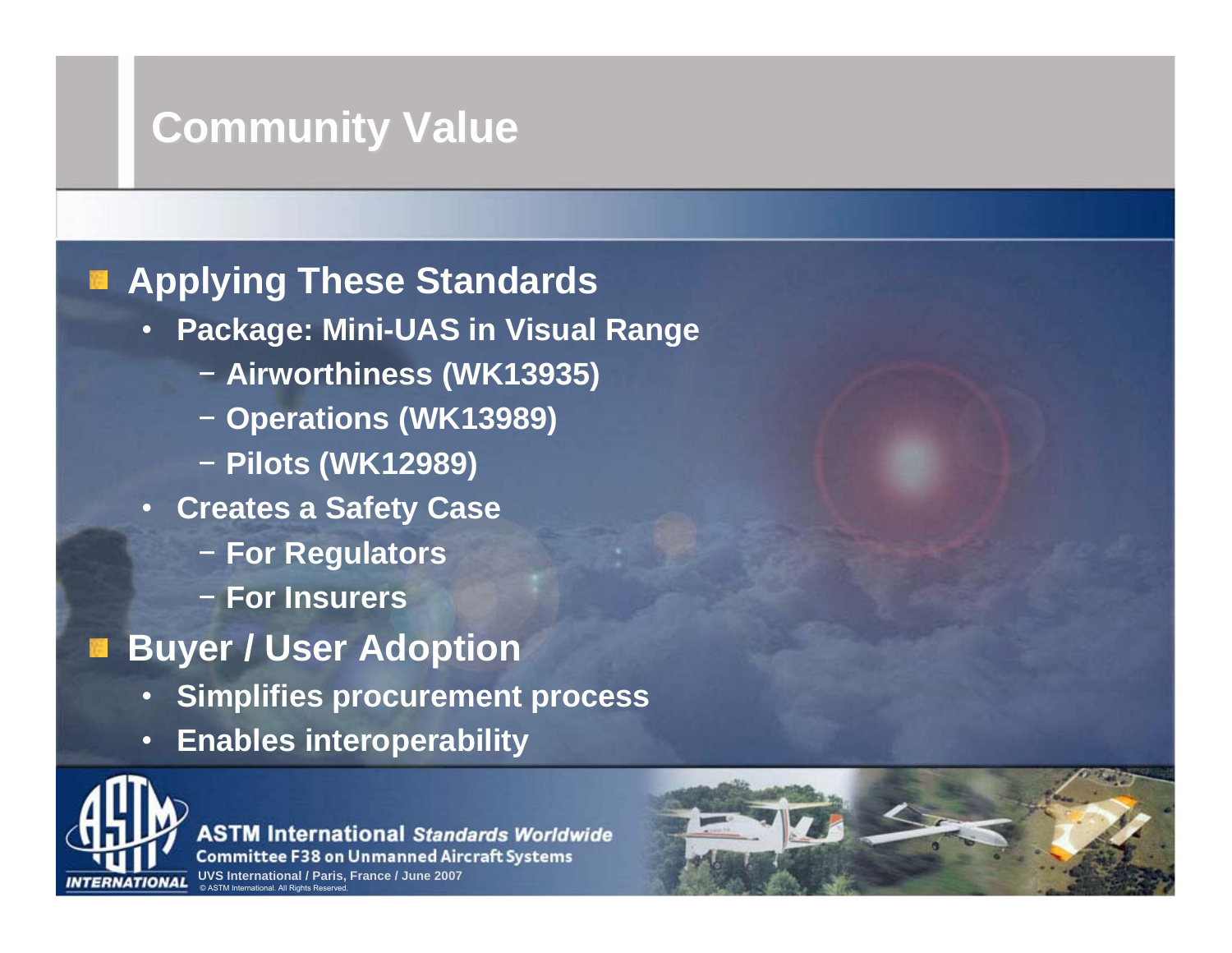# Community Value

- **Applying These Standards**
  - **Package: Mini-UAS in Visual Range**
    - **Airworthiness (WK13935)**
    - **Operations (WK13989)**
    - **Pilots (WK12989)**
  - **Creates a Safety Case**
    - **For Regulators**
    - **For Insurers**
- **Buyer / User Adoption**
  - **Simplifies procurement process**
  - **Enables interoperability**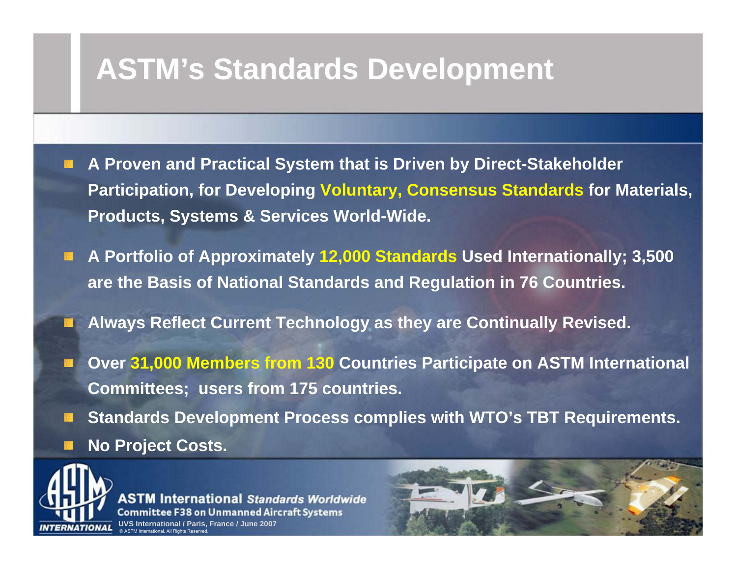# ASTM's Standards Development

- A Proven and Practical System that is Driven by Direct-Stakeholder Participation, for Developing Voluntary, Consensus Standards for Materials, Products, Systems & Services World-Wide.
- A Portfolio of Approximately 12,000 Standards Used Internationally; 3,500 are the Basis of National Standards and Regulation in 76 Countries.
- Always Reflect Current Technology as they are Continually Revised.
- Over 31,000 Members from 130 Countries Participate on ASTM International Committees; users from 175 countries.
- Standards Development Process complies with WTO's TBT Requirements.
- No Project Costs.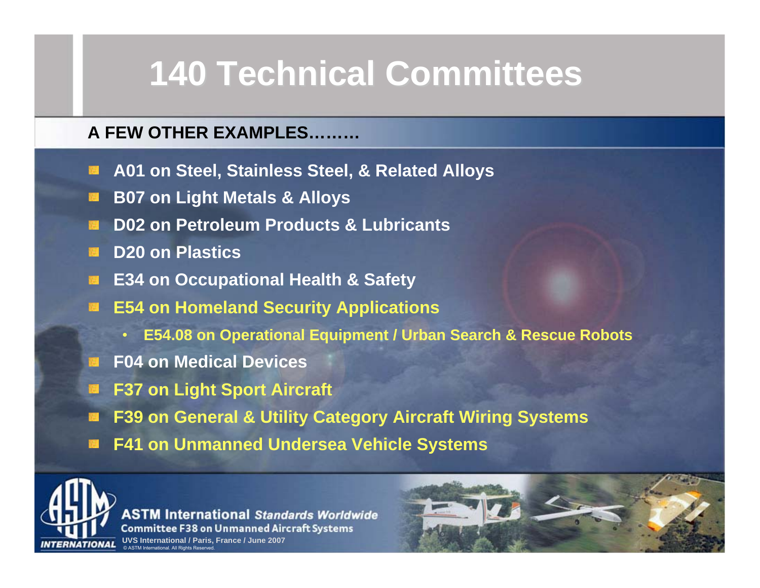# 140 Technical Committees

**A FEW OTHER EXAMPLES………**

- **A01 on Steel, Stainless Steel, & Related Alloys**
- **B07 on Light Metals & Alloys**
- **D02 on Petroleum Products & Lubricants**
- **D20 on Plastics**
- **E34 on Occupational Health & Safety**
- **E54 on Homeland Security Applications**
  - **E54.08 on Operational Equipment / Urban Search & Rescue Robots**
- **F04 on Medical Devices**
- **F37 on Light Sport Aircraft**
- **F39 on General & Utility Category Aircraft Wiring Systems**
- **F41 on Unmanned Undersea Vehicle Systems**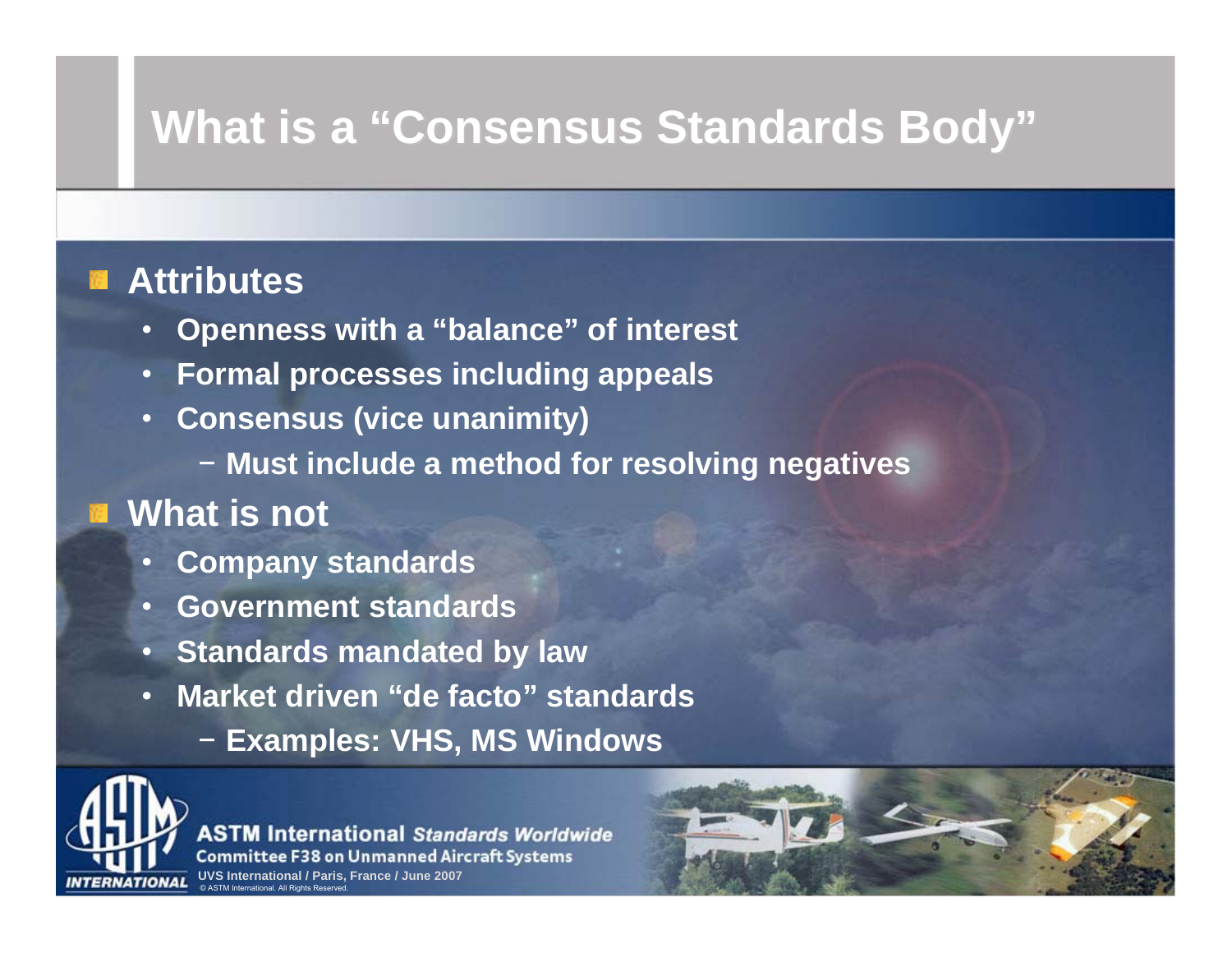# What is a "Consensus Standards Body"

- **Attributes**
  - Openness with a "balance" of interest
  - Formal processes including appeals
  - Consensus (vice unanimity)
    - Must include a method for resolving negatives
- **What is not**
  - Company standards
  - Government standards
  - Standards mandated by law
  - Market driven "de facto" standards
    - Examples: VHS, MS Windows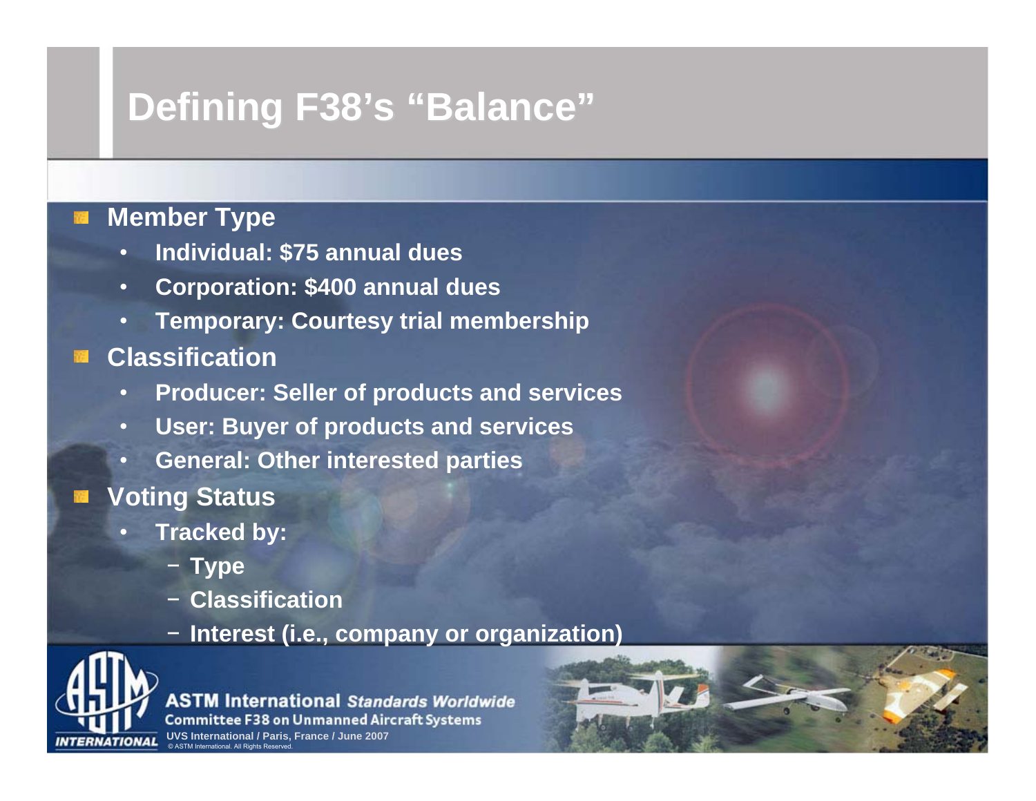# Defining F38's "Balance"

- **Member Type**
  - **Individual: $75 annual dues**
  - **Corporation: $400 annual dues**
  - **Temporary: Courtesy trial membership**
- **Classification**
  - **Producer: Seller of products and services**
  - **User: Buyer of products and services**
  - **General: Other interested parties**
- **Voting Status**
  - **Tracked by:**
    - **Type**
    - **Classification**
    - **Interest (i.e., company or organization)**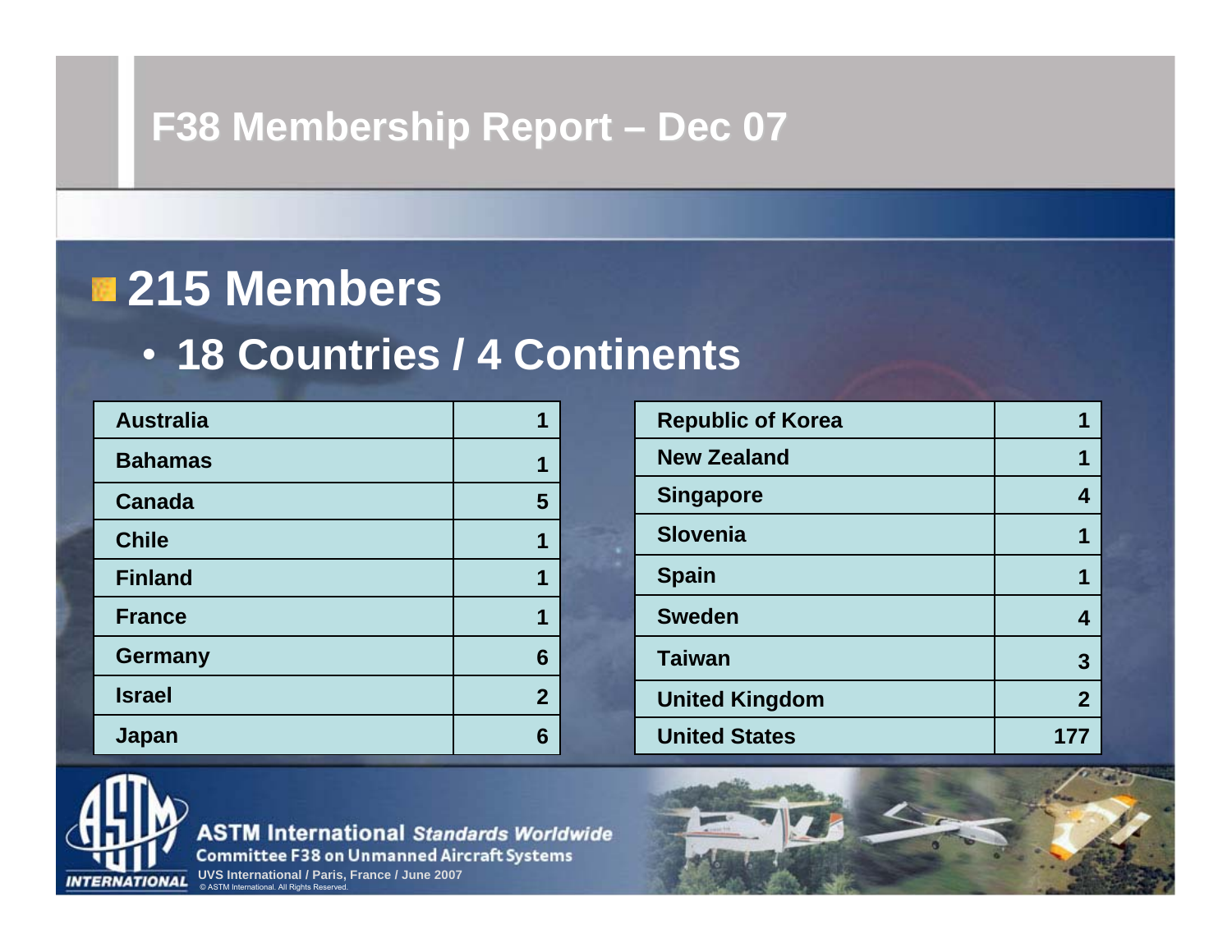# F38 Membership Report – Dec 07

## 215 Members

- **18 Countries / 4 Continents**

| Country | Members |
|---|---|
| Australia | 1 |
| Bahamas | 1 |
| Canada | 5 |
| Chile | 1 |
| Finland | 1 |
| France | 1 |
| Germany | 6 |
| Israel | 2 |
| Japan | 6 |
| Republic of Korea | 1 |
| New Zealand | 1 |
| Singapore | 4 |
| Slovenia | 1 |
| Spain | 1 |
| Sweden | 4 |
| Taiwan | 3 |
| United Kingdom | 2 |
| United States | 177 |

ASTM International *Standards Worldwide*
Committee F38 on Unmanned Aircraft Systems
UVS International / Paris, France / June 2007
© ASTM International. All Rights Reserved.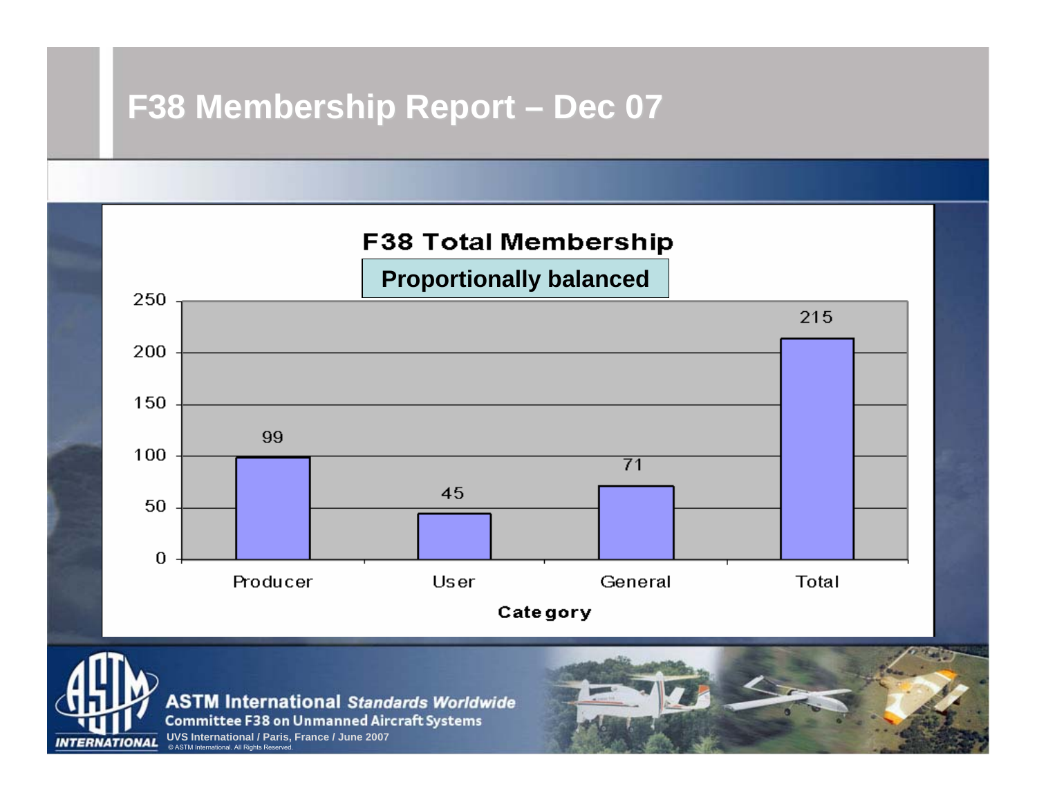# F38 Membership Report – Dec 07

## F38 Total Membership

**Proportionally balanced**

| Category | Members |
|---|---|
| Producer | 99 |
| User | 45 |
| General | 71 |
| Total | 215 |

ASTM International *Standards Worldwide*
Committee F38 on Unmanned Aircraft Systems
UVS International / Paris, France / June 2007
© ASTM International. All Rights Reserved.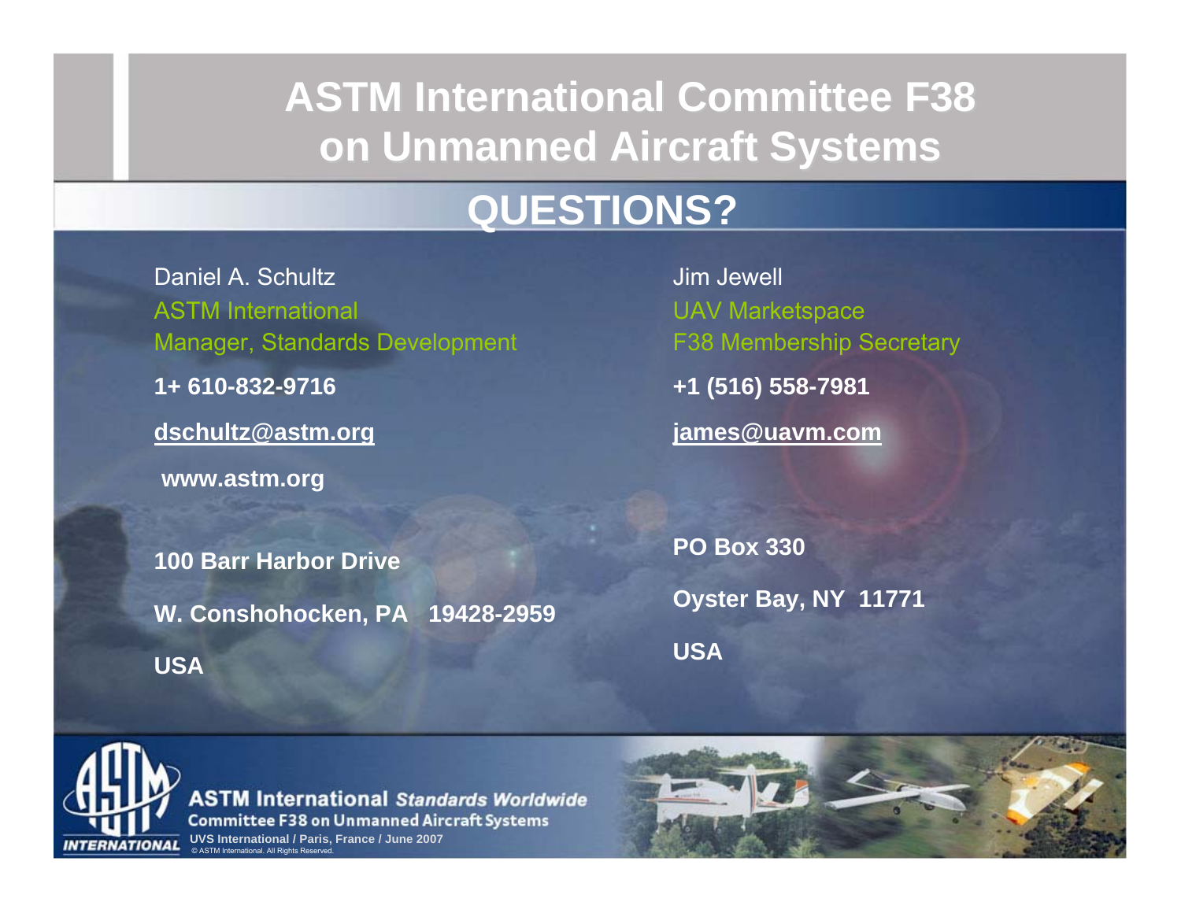# ASTM International Committee F38 on Unmanned Aircraft Systems

## QUESTIONS?

Daniel A. Schultz
ASTM International
Manager, Standards Development

**1+ 610-832-9716**

**dschultz@astm.org**

**www.astm.org**

**100 Barr Harbor Drive**

**W. Conshohocken, PA 19428-2959**

**USA**

Jim Jewell
UAV Marketspace
F38 Membership Secretary

**+1 (516) 558-7981**

**james@uavm.com**

**PO Box 330**

**Oyster Bay, NY 11771**

**USA**

**ASTM International** *Standards Worldwide*
Committee F38 on Unmanned Aircraft Systems
UVS International / Paris, France / June 2007
© ASTM International. All Rights Reserved.